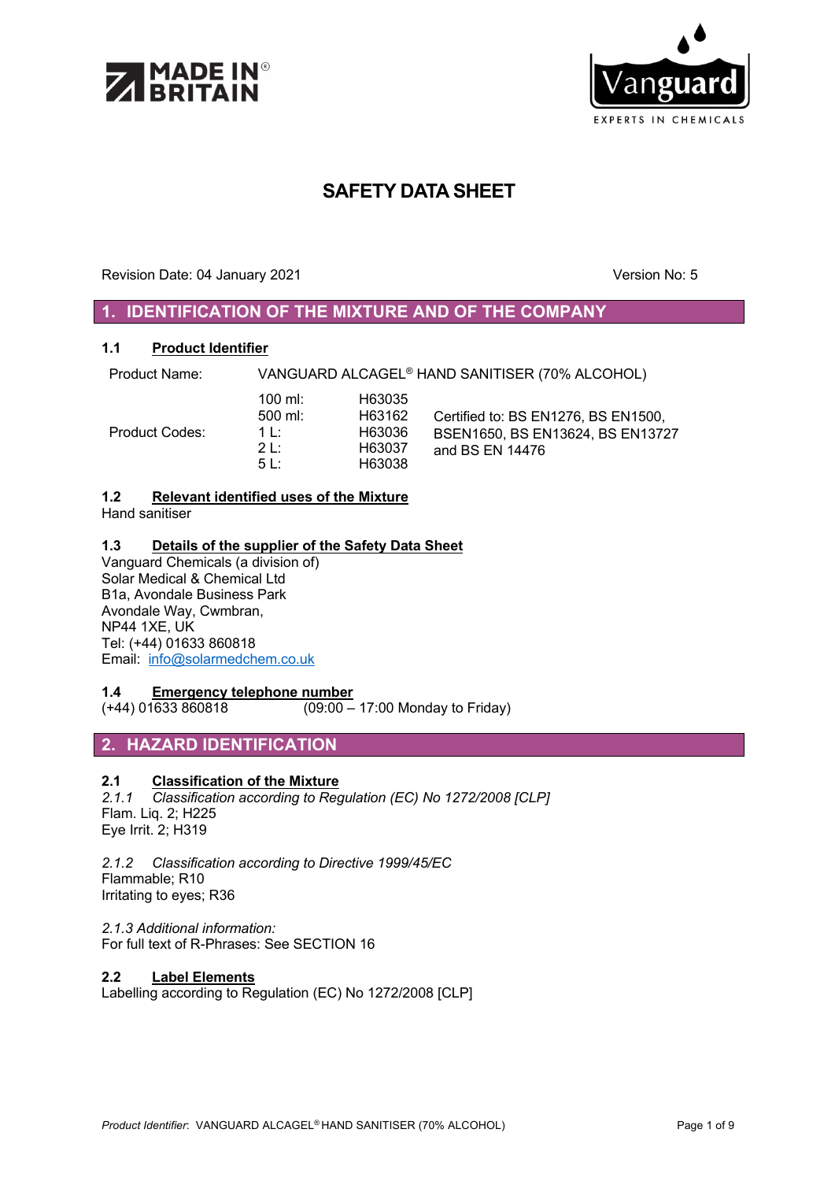# SAFETY DATA SHEET

Revision Date: 04 January 2021 Version No: 5

## 1. IDENTIFICATION OF THE MIXTURE AND OF THE COMPANY

### 1.1 Product Identifier

Product Name: VANGUARD ALCAGEL® HAND SANITISER (70% ALCOHOL)

| Product Codes: | | | |
|---|---|---|---|
| | 100 ml: | H63035 | Certified to: BS EN1276, BS EN1500, BSEN1650, BS EN13624, BS EN13727 and BS EN 14476 |
| | 500 ml: | H63162 | |
| | 1 L: | H63036 | |
| | 2 L: | H63037 | |
| | 5 L: | H63038 | |

### 1.2 Relevant identified uses of the Mixture

Hand sanitiser

### 1.3 Details of the supplier of the Safety Data Sheet

Vanguard Chemicals (a division of)
Solar Medical & Chemical Ltd
B1a, Avondale Business Park
Avondale Way, Cwmbran,
NP44 1XE, UK
Tel: (+44) 01633 860818
Email: info@solarmedchem.co.uk

### 1.4 Emergency telephone number

(+44) 01633 860818 (09:00 – 17:00 Monday to Friday)

## 2. HAZARD IDENTIFICATION

### 2.1 Classification of the Mixture

*2.1.1 Classification according to Regulation (EC) No 1272/2008 [CLP]*
Flam. Liq. 2; H225
Eye Irrit. 2; H319

*2.1.2 Classification according to Directive 1999/45/EC*
Flammable; R10
Irritating to eyes; R36

*2.1.3 Additional information:*
For full text of R-Phrases: See SECTION 16

### 2.2 Label Elements

Labelling according to Regulation (EC) No 1272/2008 [CLP]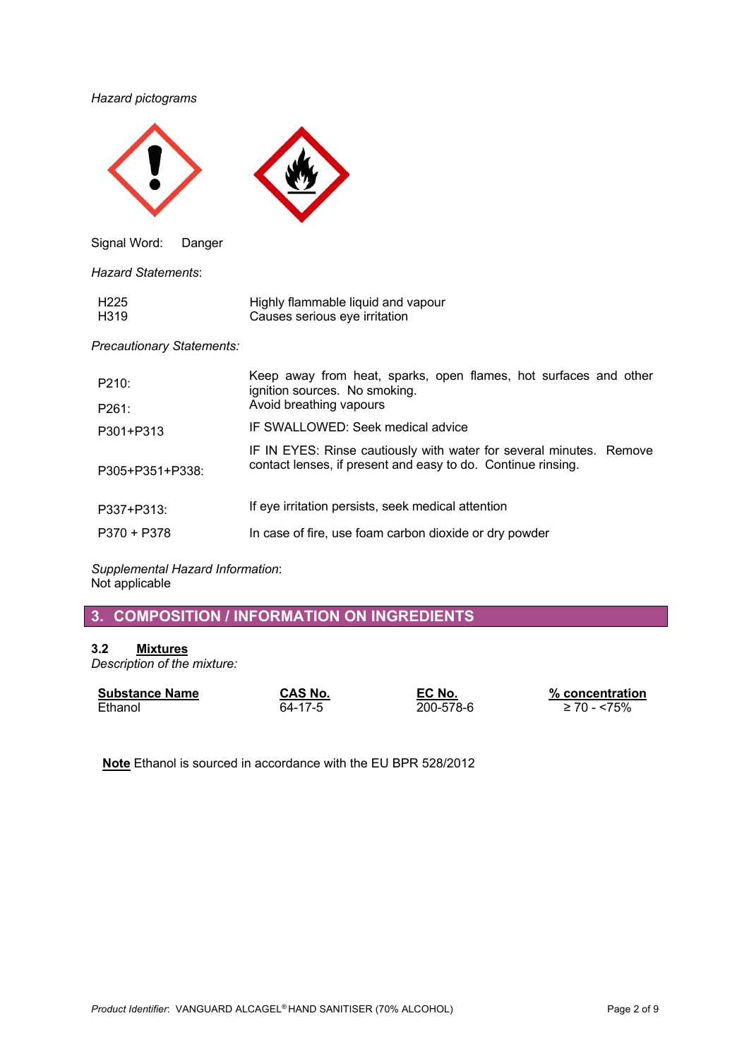*Hazard pictograms*

Signal Word: Danger

*Hazard Statements*:

| | |
|---|---|
| H225 | Highly flammable liquid and vapour |
| H319 | Causes serious eye irritation |

*Precautionary Statements:*

| | |
|---|---|
| P210: | Keep away from heat, sparks, open flames, hot surfaces and other ignition sources. No smoking. |
| P261: | Avoid breathing vapours |
| P301+P313 | IF SWALLOWED: Seek medical advice |
| P305+P351+P338: | IF IN EYES: Rinse cautiously with water for several minutes. Remove contact lenses, if present and easy to do. Continue rinsing. |
| P337+P313: | If eye irritation persists, seek medical attention |
| P370 + P378 | In case of fire, use foam carbon dioxide or dry powder |

*Supplemental Hazard Information*:
Not applicable

## 3. COMPOSITION / INFORMATION ON INGREDIENTS

### 3.2 Mixtures

*Description of the mixture:*

| Substance Name | CAS No. | EC No. | % concentration |
|---|---|---|---|
| Ethanol | 64-17-5 | 200-578-6 | ≥ 70 - <75% |

**Note** Ethanol is sourced in accordance with the EU BPR 528/2012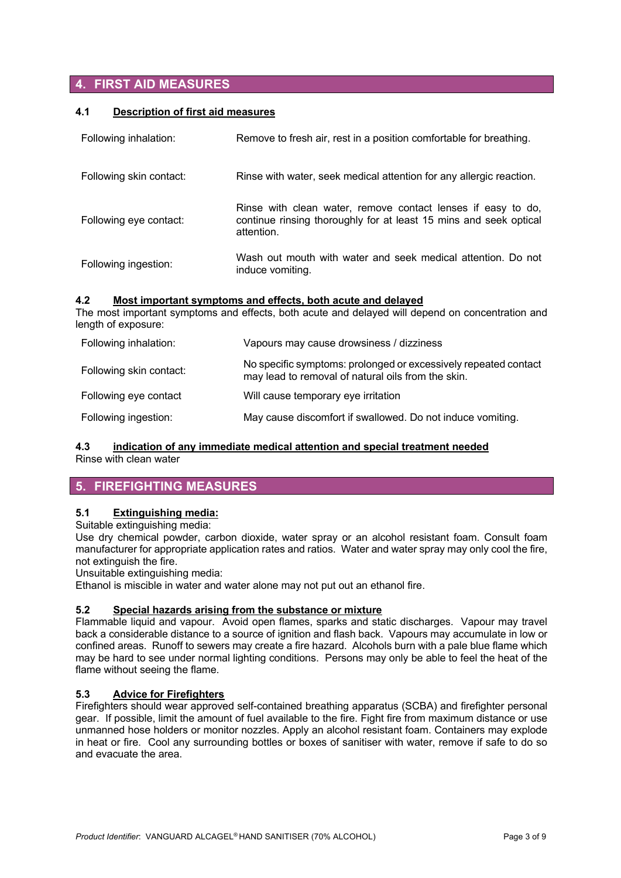## 4. FIRST AID MEASURES

### 4.1 Description of first aid measures

| | |
|---|---|
| Following inhalation: | Remove to fresh air, rest in a position comfortable for breathing. |
| Following skin contact: | Rinse with water, seek medical attention for any allergic reaction. |
| Following eye contact: | Rinse with clean water, remove contact lenses if easy to do, continue rinsing thoroughly for at least 15 mins and seek optical attention. |
| Following ingestion: | Wash out mouth with water and seek medical attention. Do not induce vomiting. |

### 4.2 Most important symptoms and effects, both acute and delayed

The most important symptoms and effects, both acute and delayed will depend on concentration and length of exposure:

| | |
|---|---|
| Following inhalation: | Vapours may cause drowsiness / dizziness |
| Following skin contact: | No specific symptoms: prolonged or excessively repeated contact may lead to removal of natural oils from the skin. |
| Following eye contact | Will cause temporary eye irritation |
| Following ingestion: | May cause discomfort if swallowed. Do not induce vomiting. |

### 4.3 indication of any immediate medical attention and special treatment needed

Rinse with clean water

## 5. FIREFIGHTING MEASURES

### 5.1 Extinguishing media:

Suitable extinguishing media:

Use dry chemical powder, carbon dioxide, water spray or an alcohol resistant foam. Consult foam manufacturer for appropriate application rates and ratios. Water and water spray may only cool the fire, not extinguish the fire.

Unsuitable extinguishing media:

Ethanol is miscible in water and water alone may not put out an ethanol fire.

### 5.2 Special hazards arising from the substance or mixture

Flammable liquid and vapour. Avoid open flames, sparks and static discharges. Vapour may travel back a considerable distance to a source of ignition and flash back. Vapours may accumulate in low or confined areas. Runoff to sewers may create a fire hazard. Alcohols burn with a pale blue flame which may be hard to see under normal lighting conditions. Persons may only be able to feel the heat of the flame without seeing the flame.

### 5.3 Advice for Firefighters

Firefighters should wear approved self-contained breathing apparatus (SCBA) and firefighter personal gear. If possible, limit the amount of fuel available to the fire. Fight fire from maximum distance or use unmanned hose holders or monitor nozzles. Apply an alcohol resistant foam. Containers may explode in heat or fire. Cool any surrounding bottles or boxes of sanitiser with water, remove if safe to do so and evacuate the area.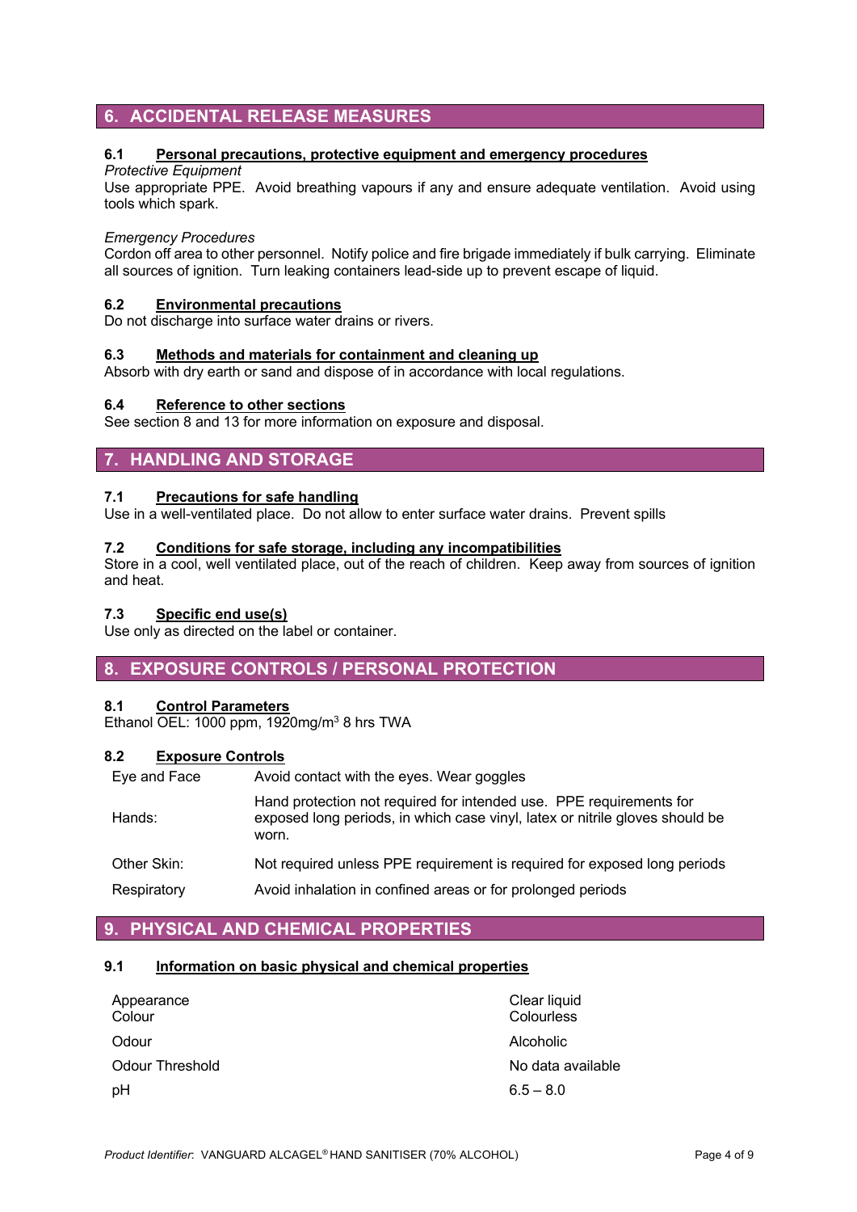## 6. ACCIDENTAL RELEASE MEASURES

### 6.1 Personal precautions, protective equipment and emergency procedures

*Protective Equipment*

Use appropriate PPE. Avoid breathing vapours if any and ensure adequate ventilation. Avoid using tools which spark.

*Emergency Procedures*

Cordon off area to other personnel. Notify police and fire brigade immediately if bulk carrying. Eliminate all sources of ignition. Turn leaking containers lead-side up to prevent escape of liquid.

### 6.2 Environmental precautions

Do not discharge into surface water drains or rivers.

### 6.3 Methods and materials for containment and cleaning up

Absorb with dry earth or sand and dispose of in accordance with local regulations.

### 6.4 Reference to other sections

See section 8 and 13 for more information on exposure and disposal.

## 7. HANDLING AND STORAGE

### 7.1 Precautions for safe handling

Use in a well-ventilated place. Do not allow to enter surface water drains. Prevent spills

### 7.2 Conditions for safe storage, including any incompatibilities

Store in a cool, well ventilated place, out of the reach of children. Keep away from sources of ignition and heat.

### 7.3 Specific end use(s)

Use only as directed on the label or container.

## 8. EXPOSURE CONTROLS / PERSONAL PROTECTION

### 8.1 Control Parameters

Ethanol OEL: 1000 ppm, 1920mg/m$^3$ 8 hrs TWA

### 8.2 Exposure Controls

| | |
|---|---|
| Eye and Face | Avoid contact with the eyes. Wear goggles |
| Hands: | Hand protection not required for intended use. PPE requirements for exposed long periods, in which case vinyl, latex or nitrile gloves should be worn. |
| Other Skin: | Not required unless PPE requirement is required for exposed long periods |
| Respiratory | Avoid inhalation in confined areas or for prolonged periods |

## 9. PHYSICAL AND CHEMICAL PROPERTIES

### 9.1 Information on basic physical and chemical properties

| | |
|---|---|
| Appearance | Clear liquid |
| Colour | Colourless |
| Odour | Alcoholic |
| Odour Threshold | No data available |
| pH | 6.5 – 8.0 |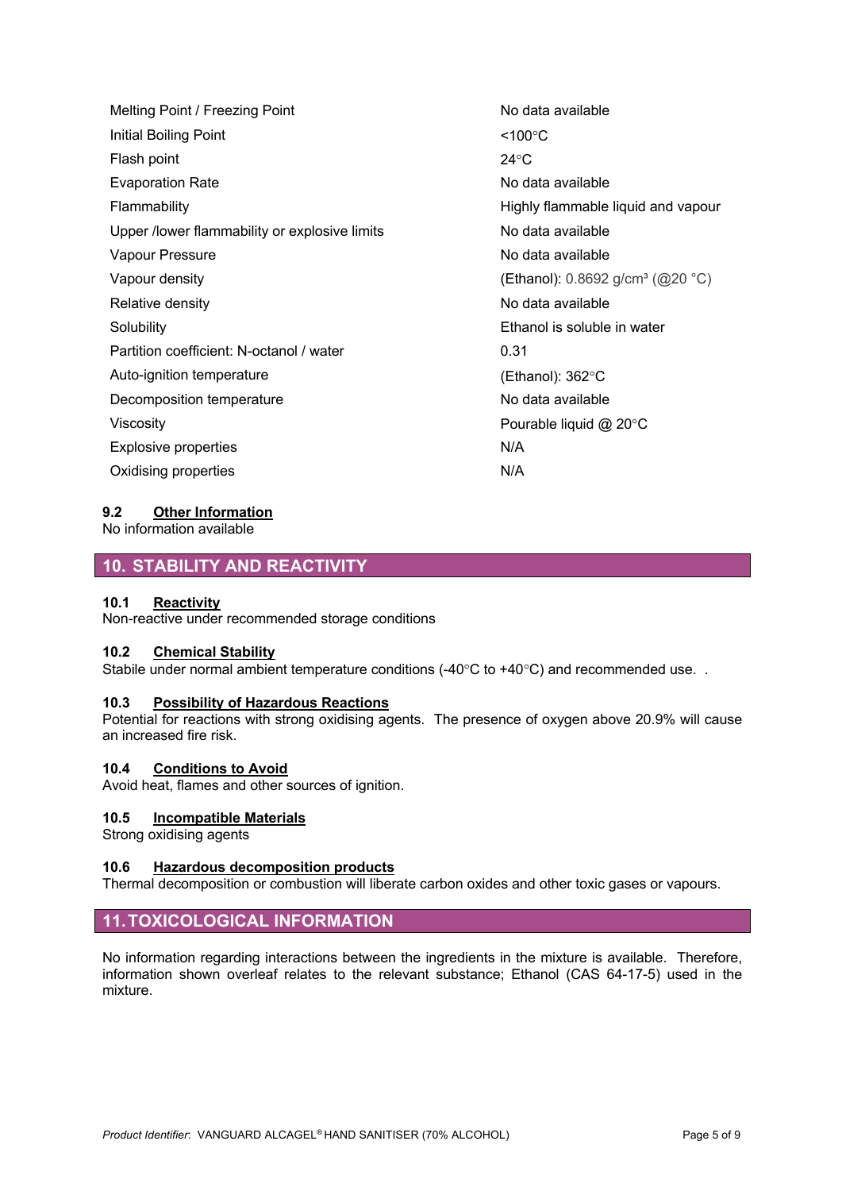| Property | Value |
|---|---|
| Melting Point / Freezing Point | No data available |
| Initial Boiling Point | <100°C |
| Flash point | 24°C |
| Evaporation Rate | No data available |
| Flammability | Highly flammable liquid and vapour |
| Upper /lower flammability or explosive limits | No data available |
| Vapour Pressure | No data available |
| Vapour density | (Ethanol): 0.8692 g/cm³ (@20 °C) |
| Relative density | No data available |
| Solubility | Ethanol is soluble in water |
| Partition coefficient: N-octanol / water | 0.31 |
| Auto-ignition temperature | (Ethanol): 362°C |
| Decomposition temperature | No data available |
| Viscosity | Pourable liquid @ 20°C |
| Explosive properties | N/A |
| Oxidising properties | N/A |

### 9.2 Other Information

No information available

## 10. STABILITY AND REACTIVITY

### 10.1 Reactivity

Non-reactive under recommended storage conditions

### 10.2 Chemical Stability

Stabile under normal ambient temperature conditions (-40°C to +40°C) and recommended use. .

### 10.3 Possibility of Hazardous Reactions

Potential for reactions with strong oxidising agents. The presence of oxygen above 20.9% will cause an increased fire risk.

### 10.4 Conditions to Avoid

Avoid heat, flames and other sources of ignition.

### 10.5 Incompatible Materials

Strong oxidising agents

### 10.6 Hazardous decomposition products

Thermal decomposition or combustion will liberate carbon oxides and other toxic gases or vapours.

## 11. TOXICOLOGICAL INFORMATION

No information regarding interactions between the ingredients in the mixture is available. Therefore, information shown overleaf relates to the relevant substance; Ethanol (CAS 64-17-5) used in the mixture.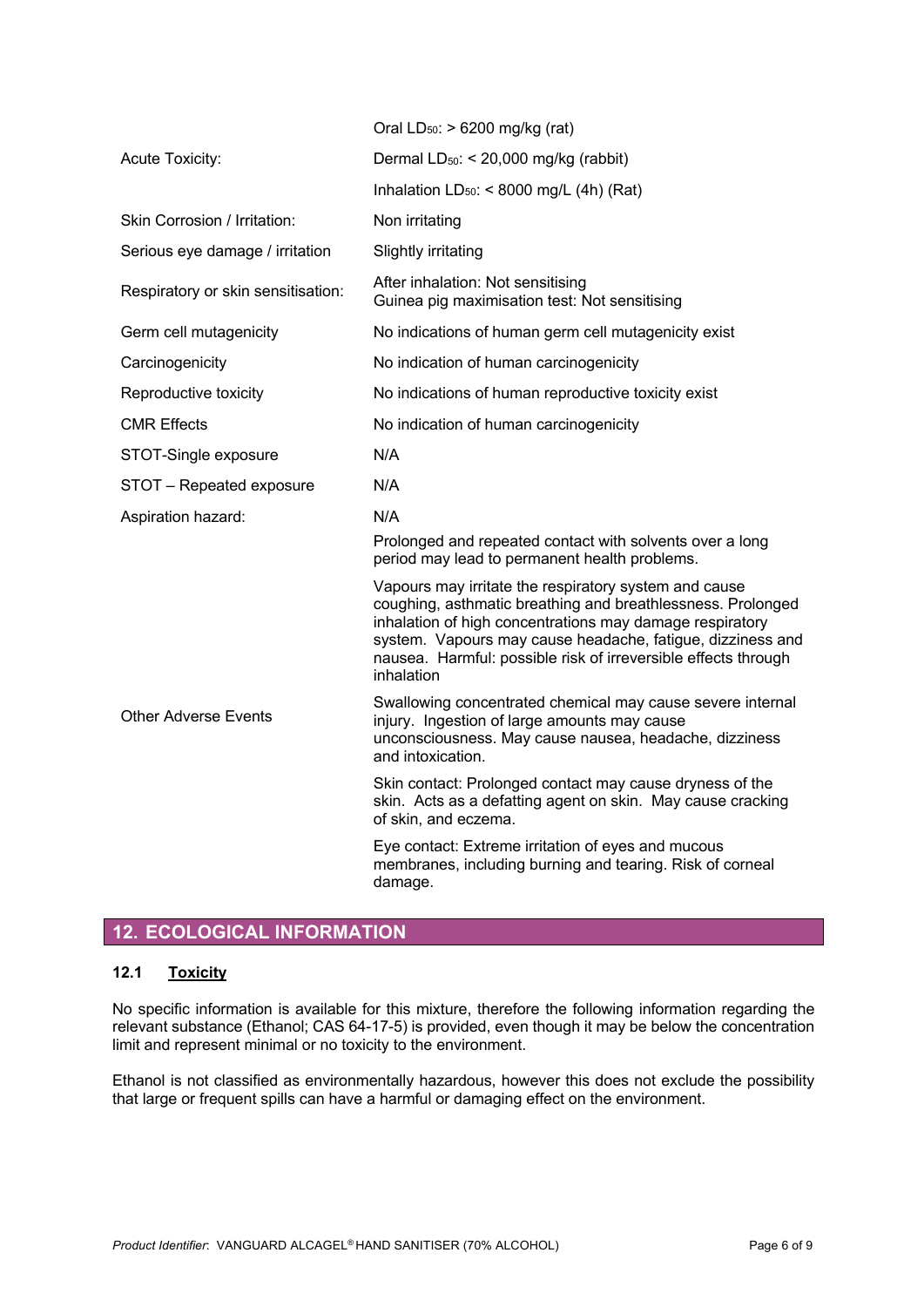| | |
|---|---|
| Acute Toxicity: | Oral $LD_{50}$: > 6200 mg/kg (rat)<br>Dermal $LD_{50}$: < 20,000 mg/kg (rabbit)<br>Inhalation $LD_{50}$: < 8000 mg/L (4h) (Rat) |
| Skin Corrosion / Irritation: | Non irritating |
| Serious eye damage / irritation | Slightly irritating |
| Respiratory or skin sensitisation: | After inhalation: Not sensitising<br>Guinea pig maximisation test: Not sensitising |
| Germ cell mutagenicity | No indications of human germ cell mutagenicity exist |
| Carcinogenicity | No indication of human carcinogenicity |
| Reproductive toxicity | No indications of human reproductive toxicity exist |
| CMR Effects | No indication of human carcinogenicity |
| STOT-Single exposure | N/A |
| STOT – Repeated exposure | N/A |
| Aspiration hazard: | N/A |
| Other Adverse Events | Prolonged and repeated contact with solvents over a long period may lead to permanent health problems.<br><br>Vapours may irritate the respiratory system and cause coughing, asthmatic breathing and breathlessness. Prolonged inhalation of high concentrations may damage respiratory system. Vapours may cause headache, fatigue, dizziness and nausea. Harmful: possible risk of irreversible effects through inhalation<br><br>Swallowing concentrated chemical may cause severe internal injury. Ingestion of large amounts may cause unconsciousness. May cause nausea, headache, dizziness and intoxication.<br><br>Skin contact: Prolonged contact may cause dryness of the skin. Acts as a defatting agent on skin. May cause cracking of skin, and eczema.<br><br>Eye contact: Extreme irritation of eyes and mucous membranes, including burning and tearing. Risk of corneal damage. |

## 12. ECOLOGICAL INFORMATION

### 12.1 Toxicity

No specific information is available for this mixture, therefore the following information regarding the relevant substance (Ethanol; CAS 64-17-5) is provided, even though it may be below the concentration limit and represent minimal or no toxicity to the environment.

Ethanol is not classified as environmentally hazardous, however this does not exclude the possibility that large or frequent spills can have a harmful or damaging effect on the environment.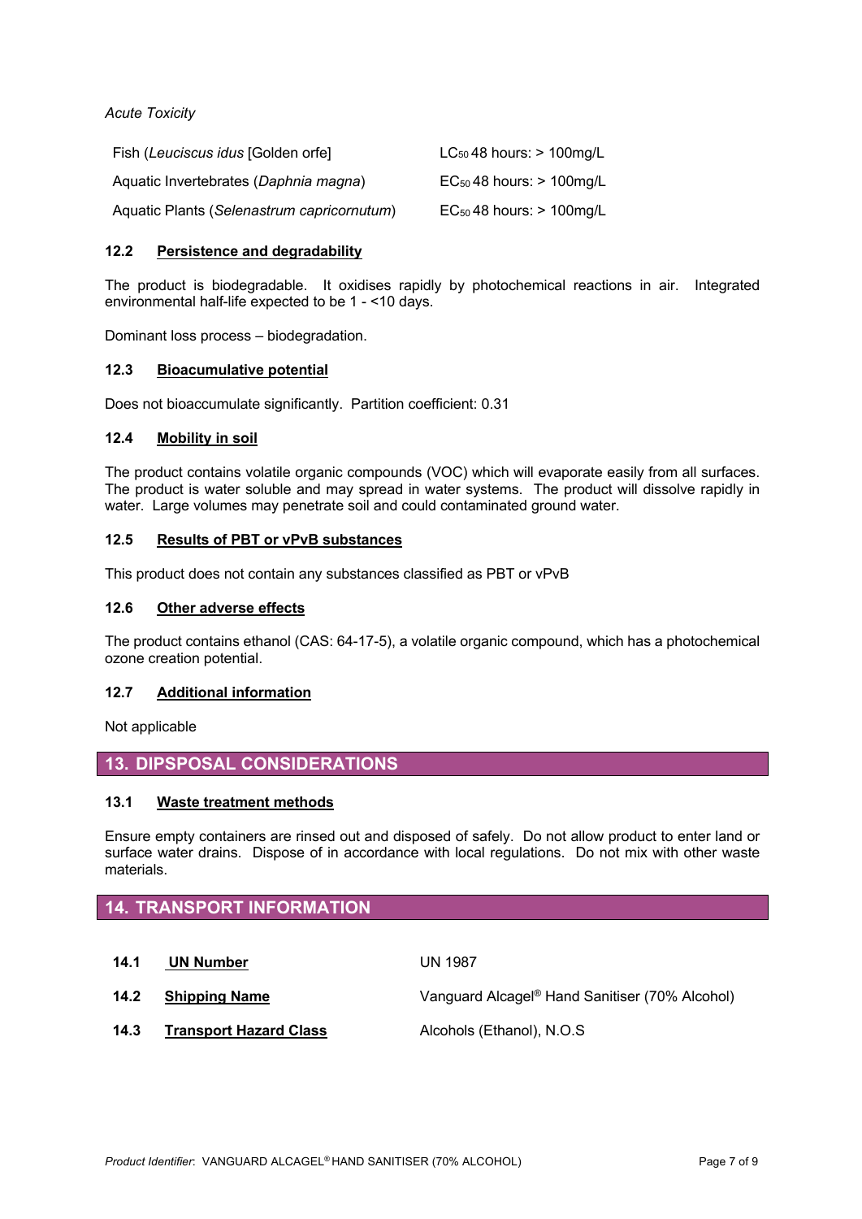*Acute Toxicity*

| | |
|---|---|
| Fish (*Leuciscus idus* [Golden orfe] | $LC_{50}$ 48 hours: > 100mg/L |
| Aquatic Invertebrates (*Daphnia magna*) | $EC_{50}$ 48 hours: > 100mg/L |
| Aquatic Plants (*Selenastrum capricornutum*) | $EC_{50}$ 48 hours: > 100mg/L |

### 12.2 Persistence and degradability

The product is biodegradable. It oxidises rapidly by photochemical reactions in air. Integrated environmental half-life expected to be 1 - <10 days.

Dominant loss process – biodegradation.

### 12.3 Bioacumulative potential

Does not bioaccumulate significantly. Partition coefficient: 0.31

### 12.4 Mobility in soil

The product contains volatile organic compounds (VOC) which will evaporate easily from all surfaces. The product is water soluble and may spread in water systems. The product will dissolve rapidly in water. Large volumes may penetrate soil and could contaminated ground water.

### 12.5 Results of PBT or vPvB substances

This product does not contain any substances classified as PBT or vPvB

### 12.6 Other adverse effects

The product contains ethanol (CAS: 64-17-5), a volatile organic compound, which has a photochemical ozone creation potential.

### 12.7 Additional information

Not applicable

## 13. DIPSPOSAL CONSIDERATIONS

### 13.1 Waste treatment methods

Ensure empty containers are rinsed out and disposed of safely. Do not allow product to enter land or surface water drains. Dispose of in accordance with local regulations. Do not mix with other waste materials.

## 14. TRANSPORT INFORMATION

| | |
|---|---|
| **14.1 UN Number** | UN 1987 |
| **14.2 Shipping Name** | Vanguard Alcagel® Hand Sanitiser (70% Alcohol) |
| **14.3 Transport Hazard Class** | Alcohols (Ethanol), N.O.S |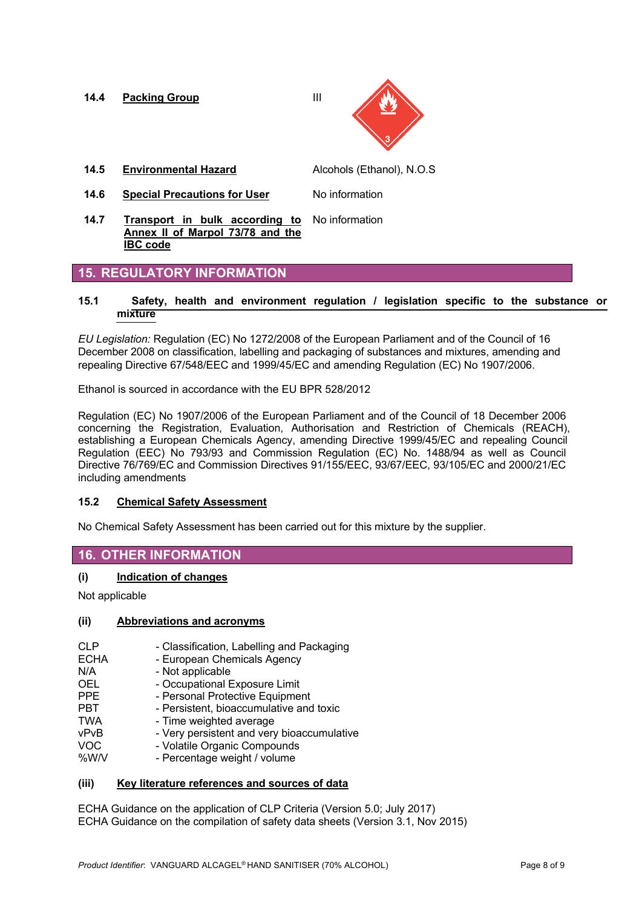**14.4 Packing Group** III

**14.5 Environmental Hazard** Alcohols (Ethanol), N.O.S

**14.6 Special Precautions for User** No information

**14.7 Transport in bulk according to Annex II of Marpol 73/78 and the IBC code** No information

## 15. REGULATORY INFORMATION

### 15.1 Safety, health and environment regulation / legislation specific to the substance or mixture

*EU Legislation:* Regulation (EC) No 1272/2008 of the European Parliament and of the Council of 16 December 2008 on classification, labelling and packaging of substances and mixtures, amending and repealing Directive 67/548/EEC and 1999/45/EC and amending Regulation (EC) No 1907/2006.

Ethanol is sourced in accordance with the EU BPR 528/2012

Regulation (EC) No 1907/2006 of the European Parliament and of the Council of 18 December 2006 concerning the Registration, Evaluation, Authorisation and Restriction of Chemicals (REACH), establishing a European Chemicals Agency, amending Directive 1999/45/EC and repealing Council Regulation (EEC) No 793/93 and Commission Regulation (EC) No. 1488/94 as well as Council Directive 76/769/EC and Commission Directives 91/155/EEC, 93/67/EEC, 93/105/EC and 2000/21/EC including amendments

### 15.2 Chemical Safety Assessment

No Chemical Safety Assessment has been carried out for this mixture by the supplier.

## 16. OTHER INFORMATION

### (i) Indication of changes

Not applicable

### (ii) Abbreviations and acronyms

CLP - Classification, Labelling and Packaging
ECHA - European Chemicals Agency
N/A - Not applicable
OEL - Occupational Exposure Limit
PPE - Personal Protective Equipment
PBT - Persistent, bioaccumulative and toxic
TWA - Time weighted average
vPvB - Very persistent and very bioaccumulative
VOC - Volatile Organic Compounds
%W/V - Percentage weight / volume

### (iii) Key literature references and sources of data

ECHA Guidance on the application of CLP Criteria (Version 5.0; July 2017)
ECHA Guidance on the compilation of safety data sheets (Version 3.1, Nov 2015)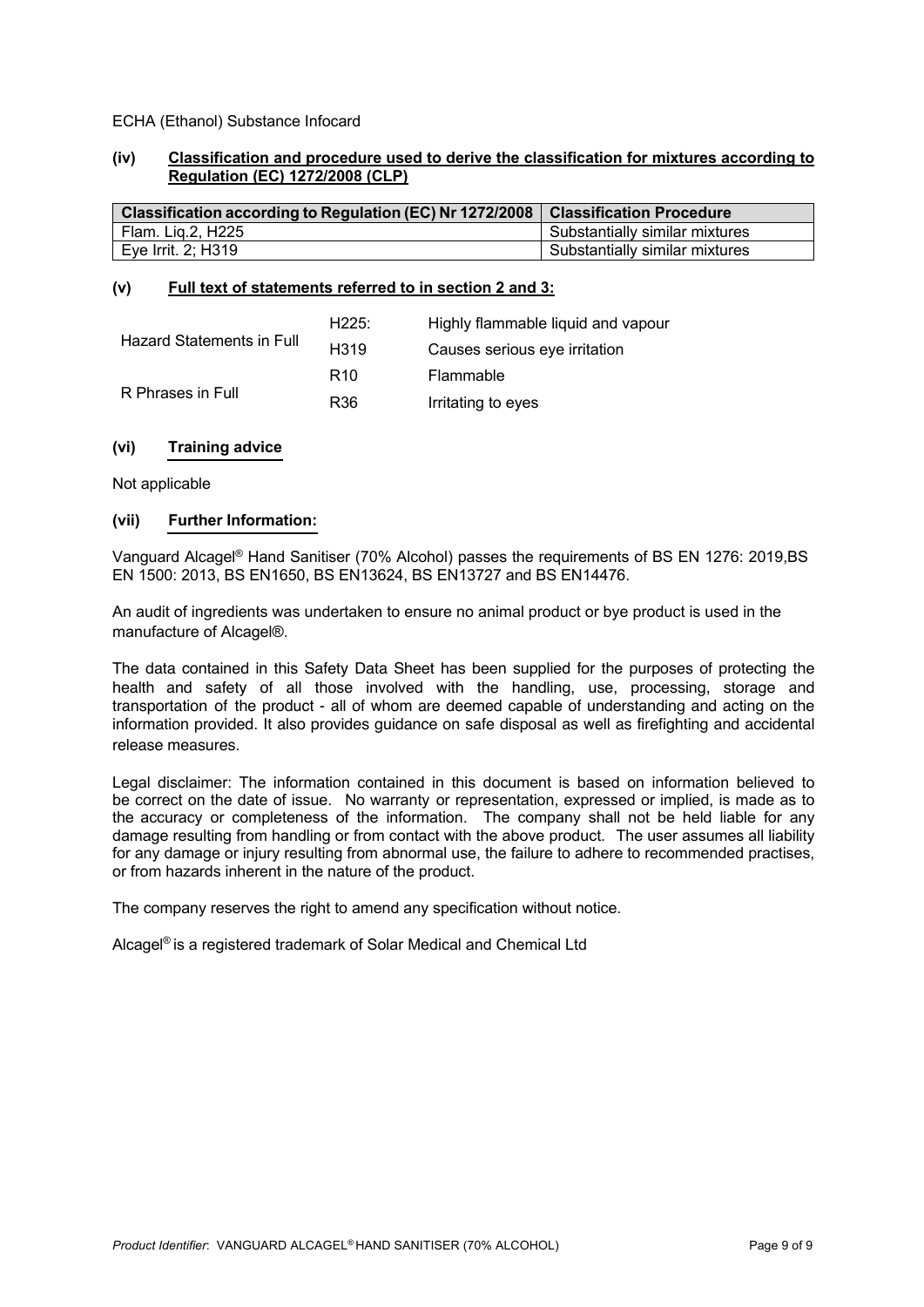ECHA (Ethanol) Substance Infocard

### (iv) Classification and procedure used to derive the classification for mixtures according to Regulation (EC) 1272/2008 (CLP)

| Classification according to Regulation (EC) Nr 1272/2008 | Classification Procedure |
| --- | --- |
| Flam. Liq.2, H225 | Substantially similar mixtures |
| Eye Irrit. 2; H319 | Substantially similar mixtures |

### (v) Full text of statements referred to in section 2 and 3:

| | | |
| --- | --- | --- |
| Hazard Statements in Full | H225: | Highly flammable liquid and vapour |
| | H319 | Causes serious eye irritation |
| R Phrases in Full | R10 | Flammable |
| | R36 | Irritating to eyes |

### (vi) Training advice

Not applicable

### (vii) Further Information:

Vanguard Alcagel® Hand Sanitiser (70% Alcohol) passes the requirements of BS EN 1276: 2019,BS EN 1500: 2013, BS EN1650, BS EN13624, BS EN13727 and BS EN14476.

An audit of ingredients was undertaken to ensure no animal product or bye product is used in the manufacture of Alcagel®.

The data contained in this Safety Data Sheet has been supplied for the purposes of protecting the health and safety of all those involved with the handling, use, processing, storage and transportation of the product - all of whom are deemed capable of understanding and acting on the information provided. It also provides guidance on safe disposal as well as firefighting and accidental release measures.

Legal disclaimer: The information contained in this document is based on information believed to be correct on the date of issue. No warranty or representation, expressed or implied, is made as to the accuracy or completeness of the information. The company shall not be held liable for any damage resulting from handling or from contact with the above product. The user assumes all liability for any damage or injury resulting from abnormal use, the failure to adhere to recommended practises, or from hazards inherent in the nature of the product.

The company reserves the right to amend any specification without notice.

Alcagel® is a registered trademark of Solar Medical and Chemical Ltd